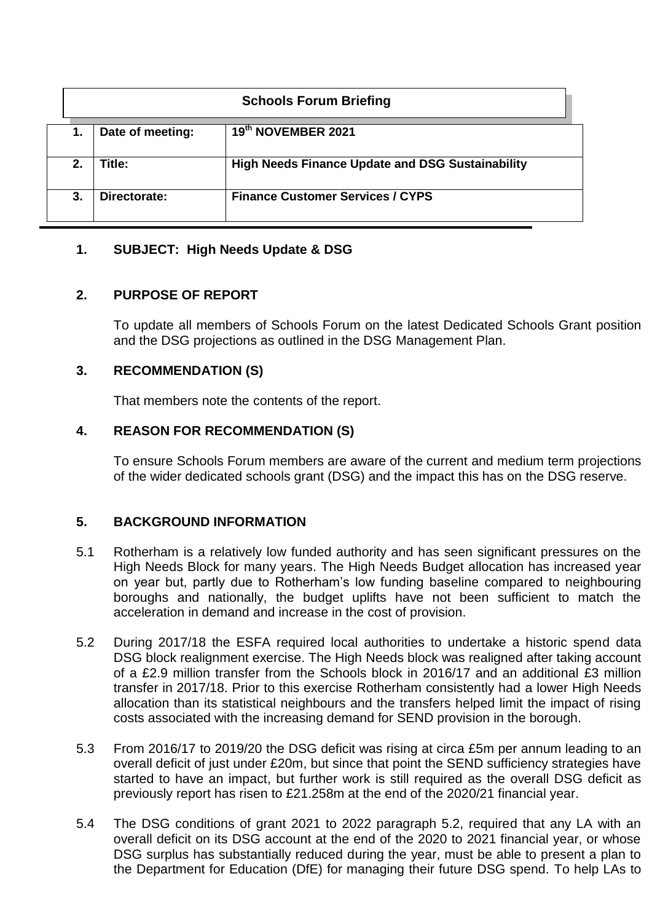## Schools Forum Briefing

| 1. | Date of meeting: | 19th NOVEMBER 2021 |
|---|---|---|
| 2. | Title: | High Needs Finance Update and DSG Sustainability |
| 3. | Directorate: | Finance Customer Services / CYPS |

### 1. SUBJECT: High Needs Update & DSG

### 2. PURPOSE OF REPORT

To update all members of Schools Forum on the latest Dedicated Schools Grant position and the DSG projections as outlined in the DSG Management Plan.

### 3. RECOMMENDATION (S)

That members note the contents of the report.

### 4. REASON FOR RECOMMENDATION (S)

To ensure Schools Forum members are aware of the current and medium term projections of the wider dedicated schools grant (DSG) and the impact this has on the DSG reserve.

### 5. BACKGROUND INFORMATION

5.1 Rotherham is a relatively low funded authority and has seen significant pressures on the High Needs Block for many years. The High Needs Budget allocation has increased year on year but, partly due to Rotherham's low funding baseline compared to neighbouring boroughs and nationally, the budget uplifts have not been sufficient to match the acceleration in demand and increase in the cost of provision.

5.2 During 2017/18 the ESFA required local authorities to undertake a historic spend data DSG block realignment exercise. The High Needs block was realigned after taking account of a £2.9 million transfer from the Schools block in 2016/17 and an additional £3 million transfer in 2017/18. Prior to this exercise Rotherham consistently had a lower High Needs allocation than its statistical neighbours and the transfers helped limit the impact of rising costs associated with the increasing demand for SEND provision in the borough.

5.3 From 2016/17 to 2019/20 the DSG deficit was rising at circa £5m per annum leading to an overall deficit of just under £20m, but since that point the SEND sufficiency strategies have started to have an impact, but further work is still required as the overall DSG deficit as previously report has risen to £21.258m at the end of the 2020/21 financial year.

5.4 The DSG conditions of grant 2021 to 2022 paragraph 5.2, required that any LA with an overall deficit on its DSG account at the end of the 2020 to 2021 financial year, or whose DSG surplus has substantially reduced during the year, must be able to present a plan to the Department for Education (DfE) for managing their future DSG spend. To help LAs to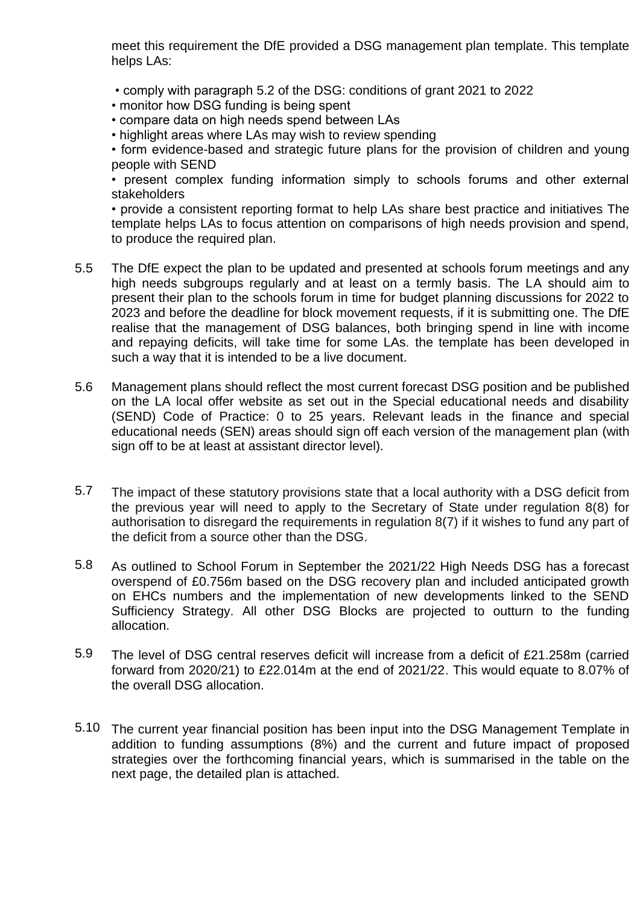meet this requirement the DfE provided a DSG management plan template. This template helps LAs:

- comply with paragraph 5.2 of the DSG: conditions of grant 2021 to 2022
- monitor how DSG funding is being spent
- compare data on high needs spend between LAs
- highlight areas where LAs may wish to review spending
- form evidence-based and strategic future plans for the provision of children and young people with SEND
- present complex funding information simply to schools forums and other external stakeholders
- provide a consistent reporting format to help LAs share best practice and initiatives The template helps LAs to focus attention on comparisons of high needs provision and spend, to produce the required plan.

5.5 The DfE expect the plan to be updated and presented at schools forum meetings and any high needs subgroups regularly and at least on a termly basis. The LA should aim to present their plan to the schools forum in time for budget planning discussions for 2022 to 2023 and before the deadline for block movement requests, if it is submitting one. The DfE realise that the management of DSG balances, both bringing spend in line with income and repaying deficits, will take time for some LAs. the template has been developed in such a way that it is intended to be a live document.

5.6 Management plans should reflect the most current forecast DSG position and be published on the LA local offer website as set out in the Special educational needs and disability (SEND) Code of Practice: 0 to 25 years. Relevant leads in the finance and special educational needs (SEN) areas should sign off each version of the management plan (with sign off to be at least at assistant director level).

5.7 The impact of these statutory provisions state that a local authority with a DSG deficit from the previous year will need to apply to the Secretary of State under regulation 8(8) for authorisation to disregard the requirements in regulation 8(7) if it wishes to fund any part of the deficit from a source other than the DSG.

5.8 As outlined to School Forum in September the 2021/22 High Needs DSG has a forecast overspend of £0.756m based on the DSG recovery plan and included anticipated growth on EHCs numbers and the implementation of new developments linked to the SEND Sufficiency Strategy. All other DSG Blocks are projected to outturn to the funding allocation.

5.9 The level of DSG central reserves deficit will increase from a deficit of £21.258m (carried forward from 2020/21) to £22.014m at the end of 2021/22. This would equate to 8.07% of the overall DSG allocation.

5.10 The current year financial position has been input into the DSG Management Template in addition to funding assumptions (8%) and the current and future impact of proposed strategies over the forthcoming financial years, which is summarised in the table on the next page, the detailed plan is attached.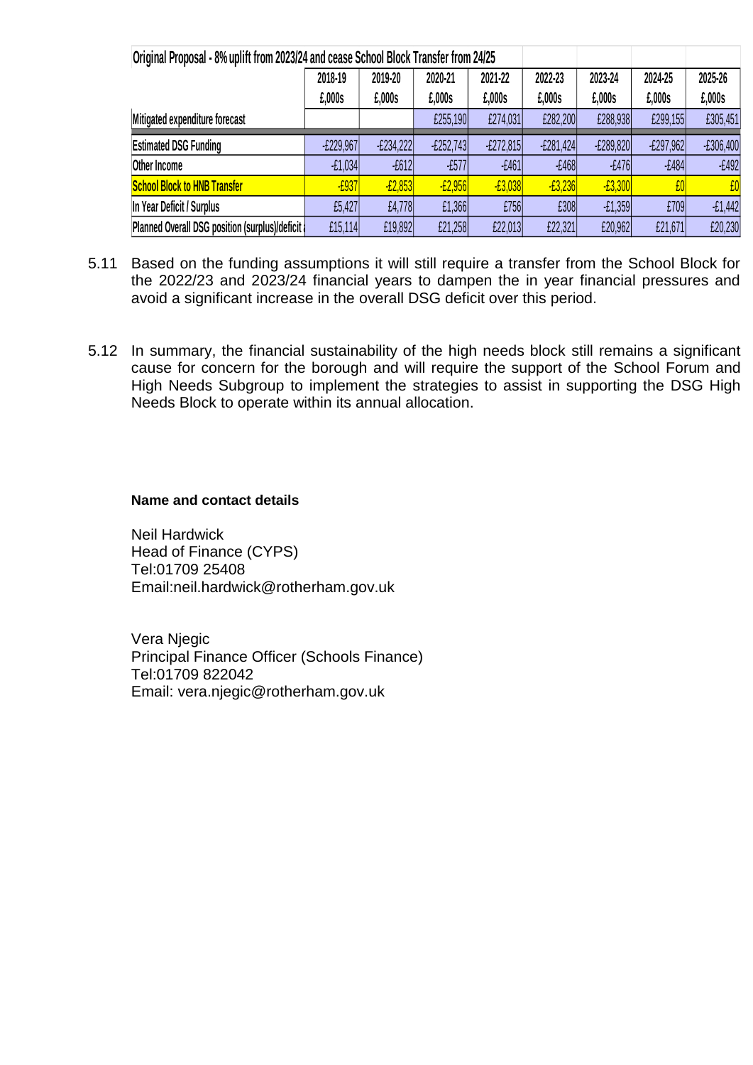| Original Proposal - 8% uplift from 2023/24 and cease School Block Transfer from 24/25 | | | | | | | | |
|---|---|---|---|---|---|---|---|---|
| | 2018-19 | 2019-20 | 2020-21 | 2021-22 | 2022-23 | 2023-24 | 2024-25 | 2025-26 |
| | £,000s | £,000s | £,000s | £,000s | £,000s | £,000s | £,000s | £,000s |
| Mitigated expenditure forecast | | | £255,190 | £274,031 | £282,200 | £288,938 | £299,155 | £305,451 |
| Estimated DSG Funding | -£229,967 | -£234,222 | -£252,743 | -£272,815 | -£281,424 | -£289,820 | -£297,962 | -£306,400 |
| Other Income | -£1,034 | -£612 | -£577 | -£461 | -£468 | -£476 | -£484 | -£492 |
| School Block to HNB Transfer | -£937 | -£2,853 | -£2,956 | -£3,038 | -£3,236 | -£3,300 | £0 | £0 |
| In Year Deficit / Surplus | £5,427 | £4,778 | £1,366 | £756 | £308 | -£1,359 | £709 | -£1,442 |
| Planned Overall DSG position (surplus)/deficit | £15,114 | £19,892 | £21,258 | £22,013 | £22,321 | £20,962 | £21,671 | £20,230 |

5.11 Based on the funding assumptions it will still require a transfer from the School Block for the 2022/23 and 2023/24 financial years to dampen the in year financial pressures and avoid a significant increase in the overall DSG deficit over this period.

5.12 In summary, the financial sustainability of the high needs block still remains a significant cause for concern for the borough and will require the support of the School Forum and High Needs Subgroup to implement the strategies to assist in supporting the DSG High Needs Block to operate within its annual allocation.

**Name and contact details**

Neil Hardwick
Head of Finance (CYPS)
Tel:01709 25408
Email:neil.hardwick@rotherham.gov.uk

Vera Njegic
Principal Finance Officer (Schools Finance)
Tel:01709 822042
Email: vera.njegic@rotherham.gov.uk